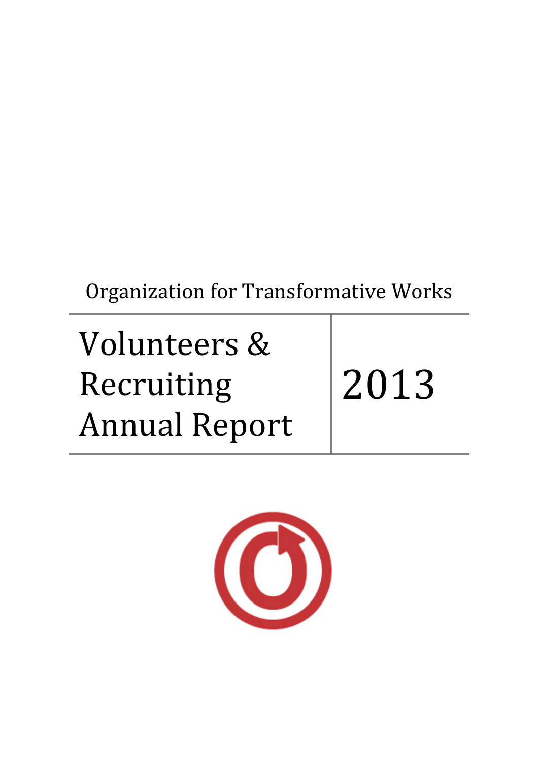Organization for Transformative Works

# Volunteers & Recruiting Annual Report

# 2013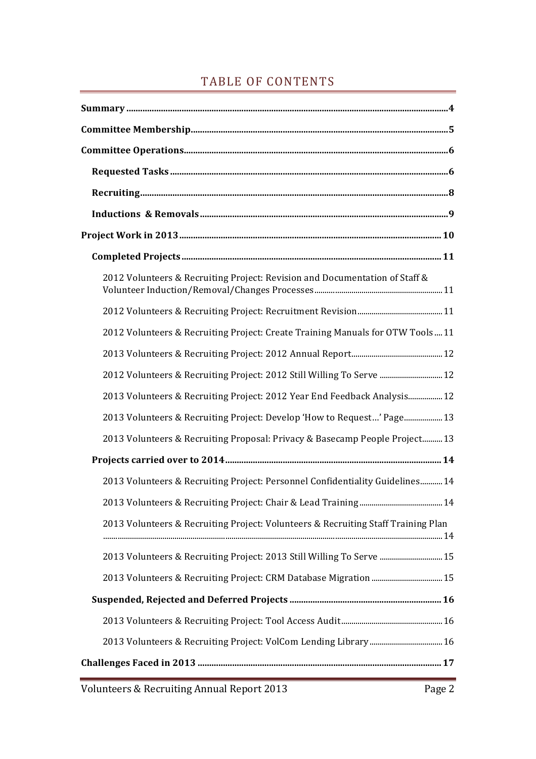# TABLE OF CONTENTS

**Summary** ........................................................................................................ 4

**Committee Membership** ................................................................................. 5

**Committee Operations** .................................................................................... 6

- **Requested Tasks** ........................................................................................ 6
- **Recruiting** .................................................................................................... 8
- **Inductions & Removals** ............................................................................. 9

**Project Work in 2013** ...................................................................................... 10

- **Completed Projects** .................................................................................... 11
  - 2012 Volunteers & Recruiting Project: Revision and Documentation of Staff & Volunteer Induction/Removal/Changes Processes ........................................ 11
  - 2012 Volunteers & Recruiting Project: Recruitment Revision ........................ 11
  - 2012 Volunteers & Recruiting Project: Create Training Manuals for OTW Tools .... 11
  - 2013 Volunteers & Recruiting Project: 2012 Annual Report ............................ 12
  - 2012 Volunteers & Recruiting Project: 2012 Still Willing To Serve ................ 12
  - 2013 Volunteers & Recruiting Project: 2012 Year End Feedback Analysis ........ 12
  - 2013 Volunteers & Recruiting Project: Develop 'How to Request…' Page ........ 13
  - 2013 Volunteers & Recruiting Proposal: Privacy & Basecamp People Project .... 13
- **Projects carried over to 2014** .................................................................... 14
  - 2013 Volunteers & Recruiting Project: Personnel Confidentiality Guidelines .... 14
  - 2013 Volunteers & Recruiting Project: Chair & Lead Training ....................... 14
  - 2013 Volunteers & Recruiting Project: Volunteers & Recruiting Staff Training Plan ........................................................................................................ 14
  - 2013 Volunteers & Recruiting Project: 2013 Still Willing To Serve ................ 15
  - 2013 Volunteers & Recruiting Project: CRM Database Migration .................. 15
- **Suspended, Rejected and Deferred Projects** ............................................... 16
  - 2013 Volunteers & Recruiting Project: Tool Access Audit .............................. 16
  - 2013 Volunteers & Recruiting Project: VolCom Lending Library .................... 16

**Challenges Faced in 2013** ............................................................................... 17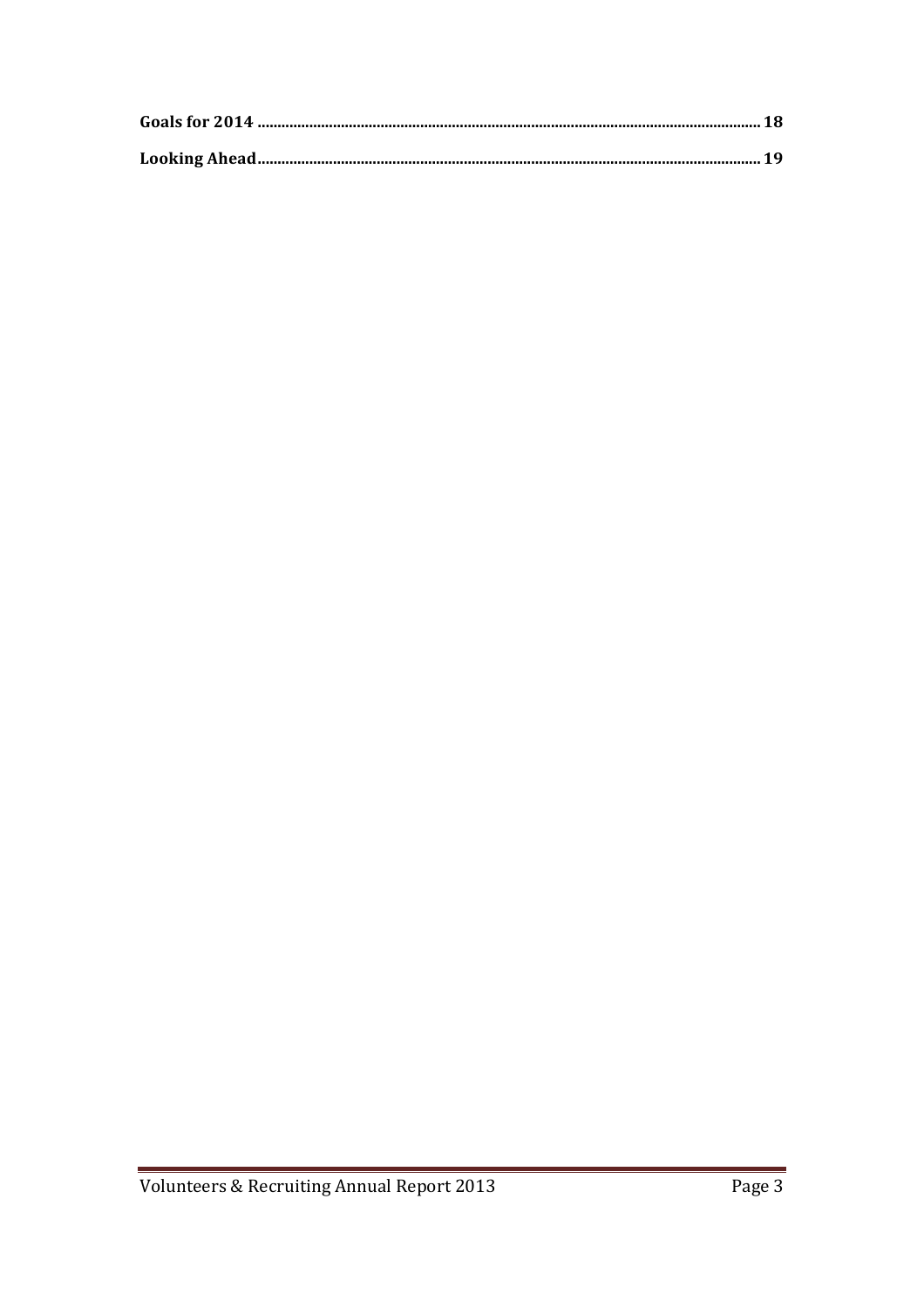**Goals for 2014** ........................................................................................................................ 18

**Looking Ahead**........................................................................................................................ 19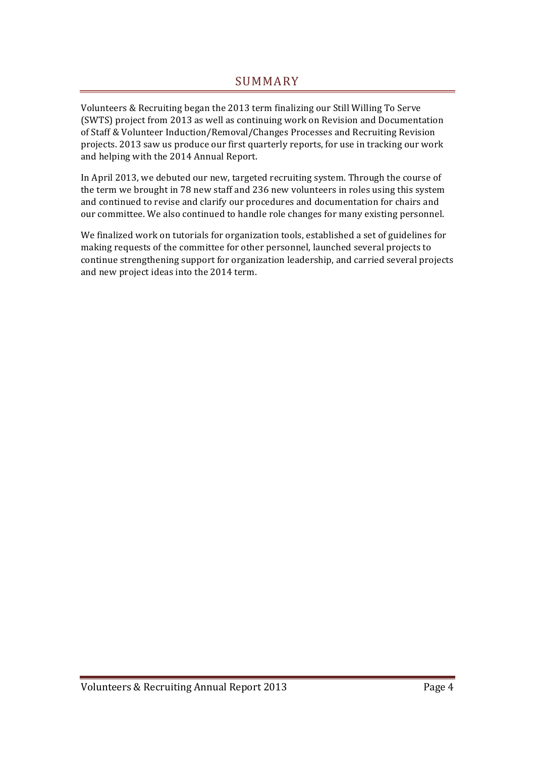# SUMMARY

Volunteers & Recruiting began the 2013 term finalizing our Still Willing To Serve (SWTS) project from 2013 as well as continuing work on Revision and Documentation of Staff & Volunteer Induction/Removal/Changes Processes and Recruiting Revision projects. 2013 saw us produce our first quarterly reports, for use in tracking our work and helping with the 2014 Annual Report.

In April 2013, we debuted our new, targeted recruiting system. Through the course of the term we brought in 78 new staff and 236 new volunteers in roles using this system and continued to revise and clarify our procedures and documentation for chairs and our committee. We also continued to handle role changes for many existing personnel.

We finalized work on tutorials for organization tools, established a set of guidelines for making requests of the committee for other personnel, launched several projects to continue strengthening support for organization leadership, and carried several projects and new project ideas into the 2014 term.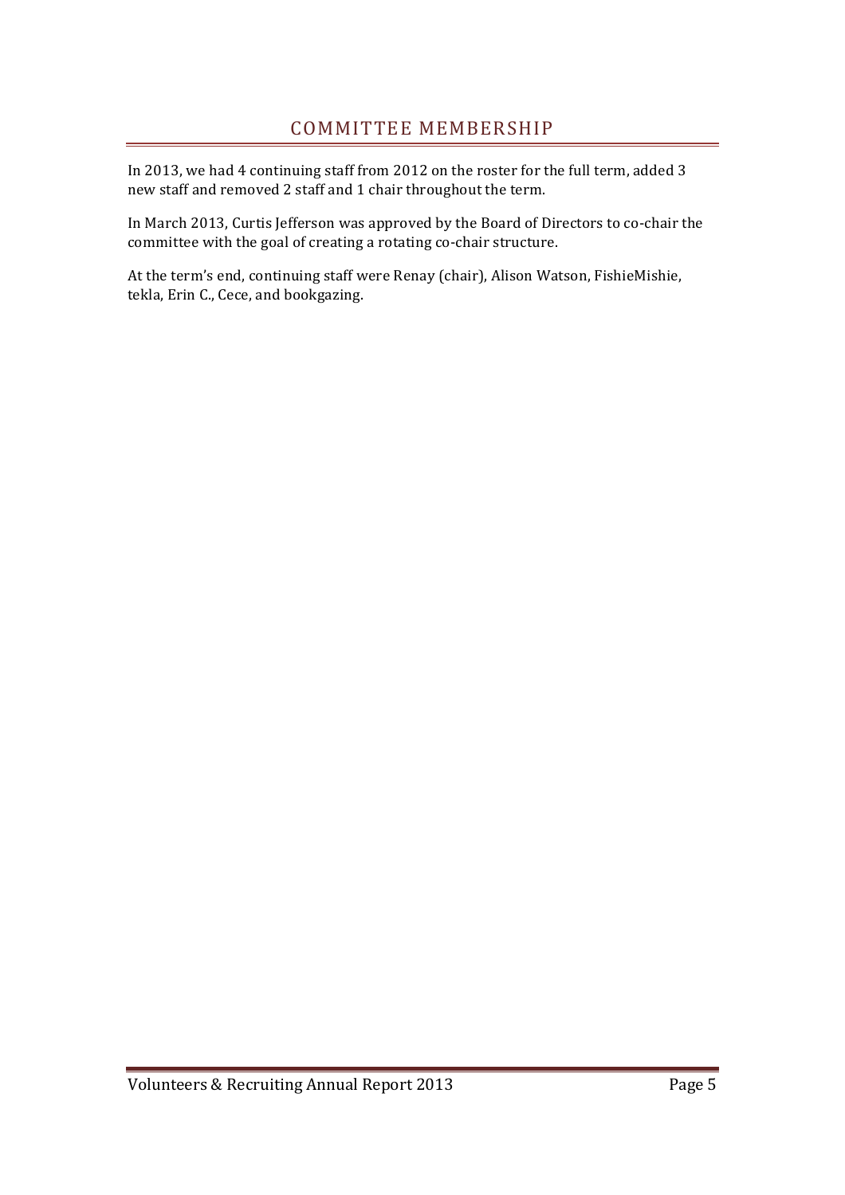# COMMITTEE MEMBERSHIP

In 2013, we had 4 continuing staff from 2012 on the roster for the full term, added 3 new staff and removed 2 staff and 1 chair throughout the term.

In March 2013, Curtis Jefferson was approved by the Board of Directors to co-chair the committee with the goal of creating a rotating co-chair structure.

At the term's end, continuing staff were Renay (chair), Alison Watson, FishieMishie, tekla, Erin C., Cece, and bookgazing.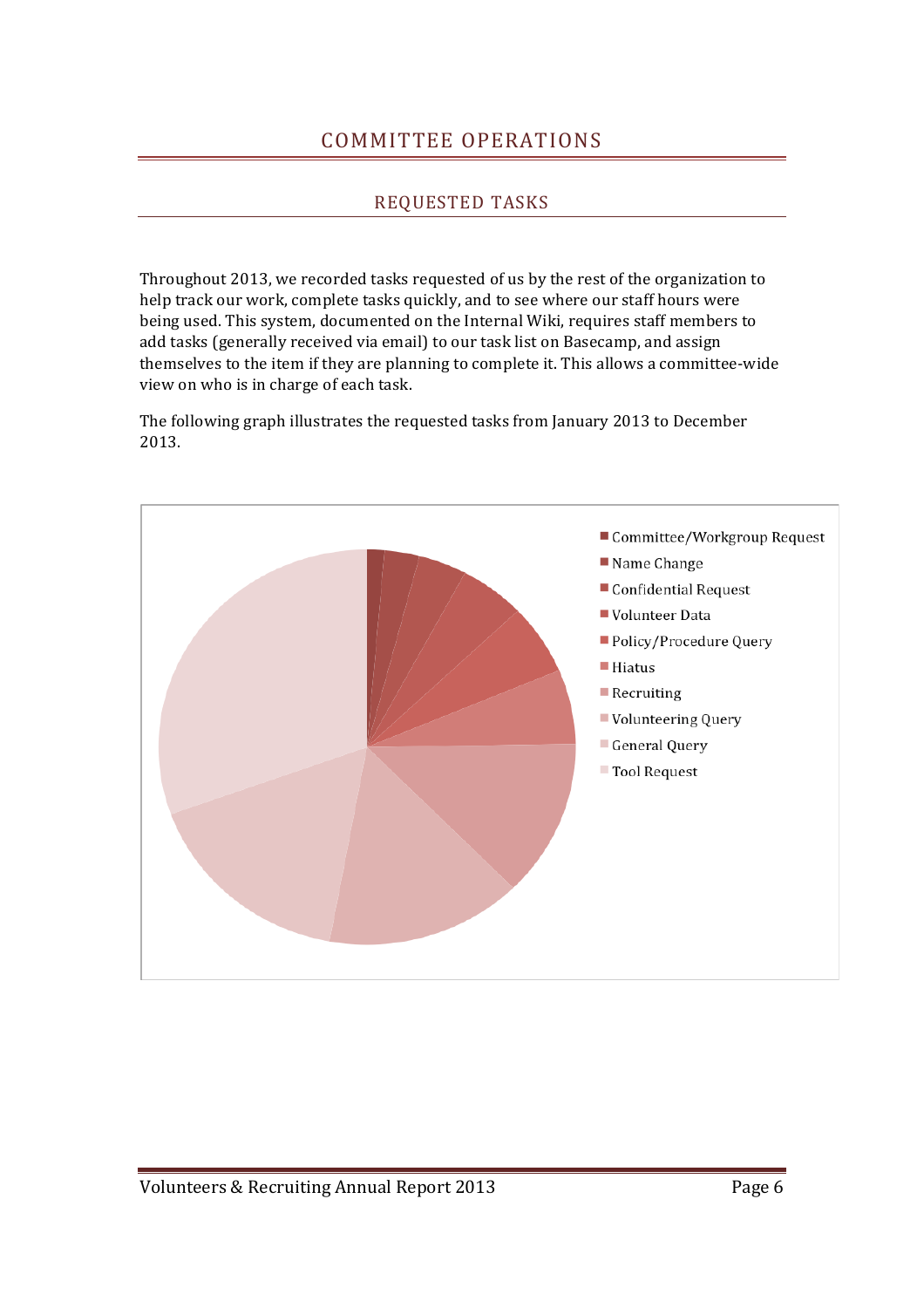# COMMITTEE OPERATIONS

## REQUESTED TASKS

Throughout 2013, we recorded tasks requested of us by the rest of the organization to help track our work, complete tasks quickly, and to see where our staff hours were being used. This system, documented on the Internal Wiki, requires staff members to add tasks (generally received via email) to our task list on Basecamp, and assign themselves to the item if they are planning to complete it. This allows a committee-wide view on who is in charge of each task.

The following graph illustrates the requested tasks from January 2013 to December 2013.

- Committee/Workgroup Request
- Name Change
- Confidential Request
- Volunteer Data
- Policy/Procedure Query
- Hiatus
- Recruiting
- Volunteering Query
- General Query
- Tool Request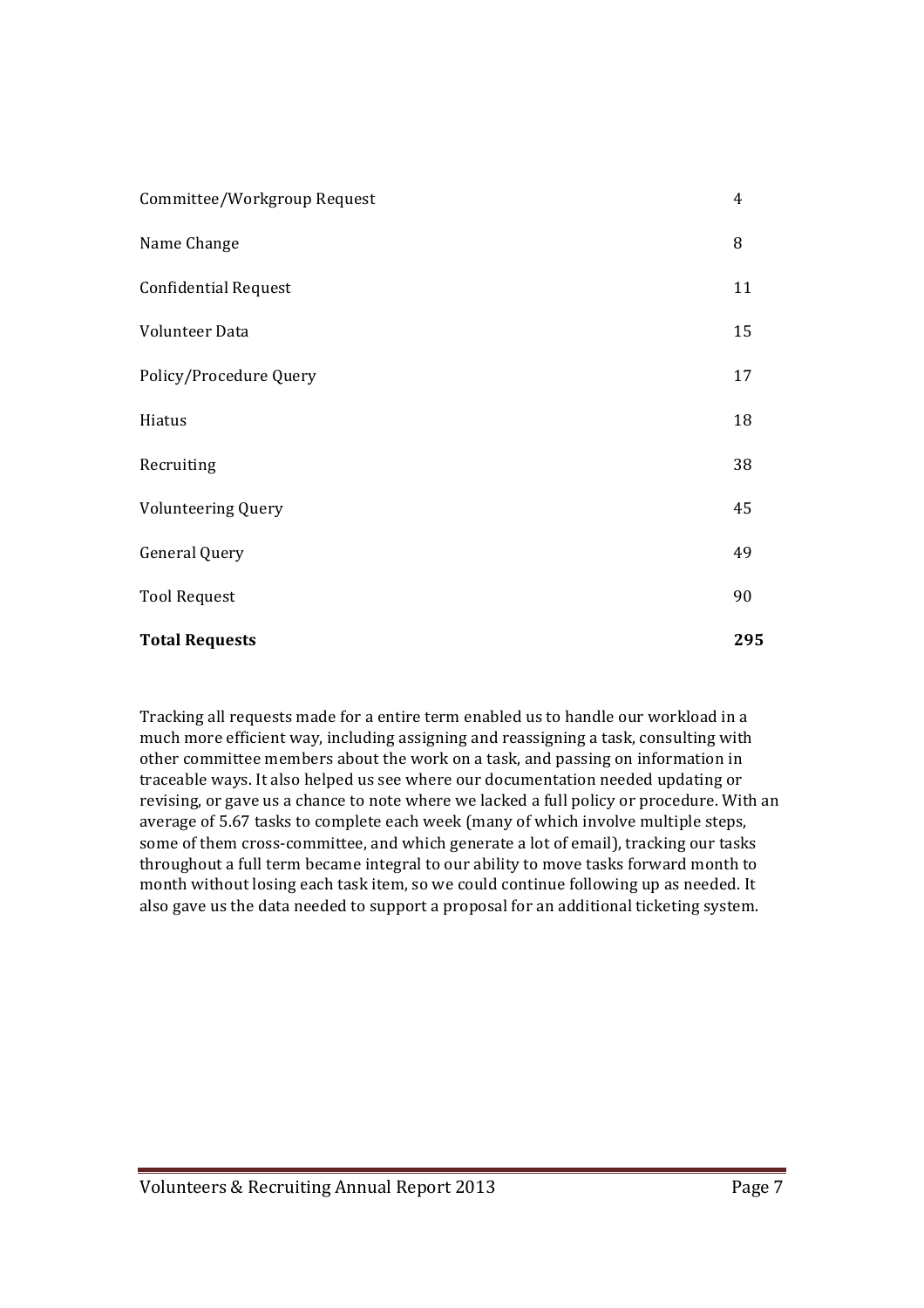| | |
|---|---|
| Committee/Workgroup Request | 4 |
| Name Change | 8 |
| Confidential Request | 11 |
| Volunteer Data | 15 |
| Policy/Procedure Query | 17 |
| Hiatus | 18 |
| Recruiting | 38 |
| Volunteering Query | 45 |
| General Query | 49 |
| Tool Request | 90 |
| **Total Requests** | **295** |

Tracking all requests made for a entire term enabled us to handle our workload in a much more efficient way, including assigning and reassigning a task, consulting with other committee members about the work on a task, and passing on information in traceable ways. It also helped us see where our documentation needed updating or revising, or gave us a chance to note where we lacked a full policy or procedure. With an average of 5.67 tasks to complete each week (many of which involve multiple steps, some of them cross-committee, and which generate a lot of email), tracking our tasks throughout a full term became integral to our ability to move tasks forward month to month without losing each task item, so we could continue following up as needed. It also gave us the data needed to support a proposal for an additional ticketing system.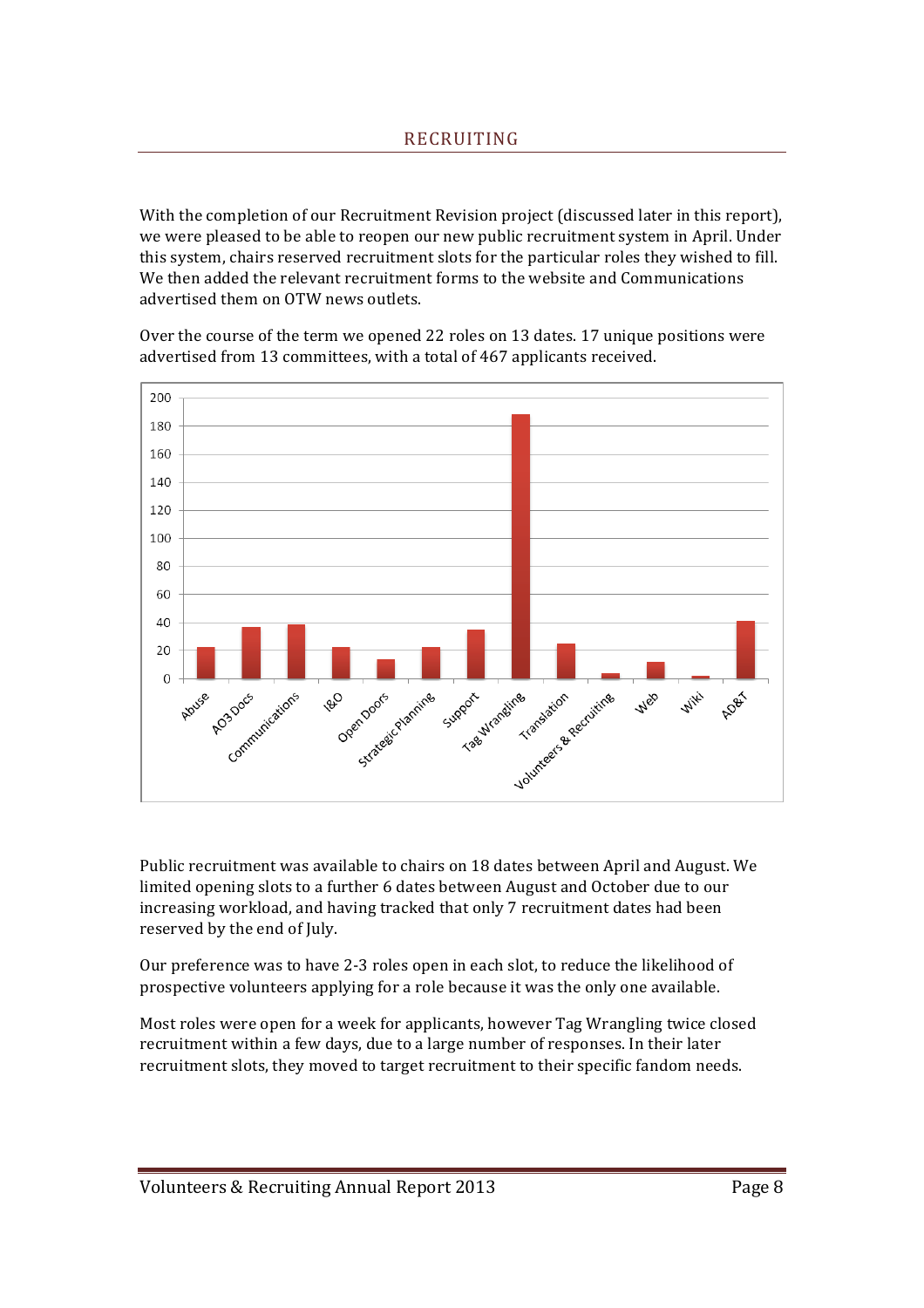## RECRUITING

With the completion of our Recruitment Revision project (discussed later in this report), we were pleased to be able to reopen our new public recruitment system in April. Under this system, chairs reserved recruitment slots for the particular roles they wished to fill. We then added the relevant recruitment forms to the website and Communications advertised them on OTW news outlets.

Over the course of the term we opened 22 roles on 13 dates. 17 unique positions were advertised from 13 committees, with a total of 467 applicants received.

Public recruitment was available to chairs on 18 dates between April and August. We limited opening slots to a further 6 dates between August and October due to our increasing workload, and having tracked that only 7 recruitment dates had been reserved by the end of July.

Our preference was to have 2-3 roles open in each slot, to reduce the likelihood of prospective volunteers applying for a role because it was the only one available.

Most roles were open for a week for applicants, however Tag Wrangling twice closed recruitment within a few days, due to a large number of responses. In their later recruitment slots, they moved to target recruitment to their specific fandom needs.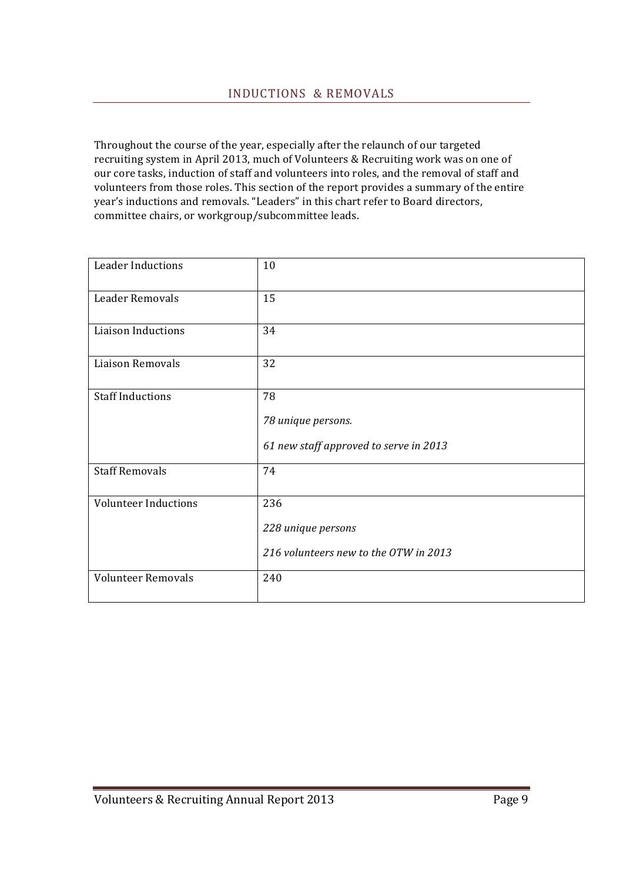## INDUCTIONS & REMOVALS

Throughout the course of the year, especially after the relaunch of our targeted recruiting system in April 2013, much of Volunteers & Recruiting work was on one of our core tasks, induction of staff and volunteers into roles, and the removal of staff and volunteers from those roles. This section of the report provides a summary of the entire year's inductions and removals. "Leaders" in this chart refer to Board directors, committee chairs, or workgroup/subcommittee leads.

| | |
|---|---|
| Leader Inductions | 10 |
| Leader Removals | 15 |
| Liaison Inductions | 34 |
| Liaison Removals | 32 |
| Staff Inductions | 78<br>*78 unique persons.*<br>*61 new staff approved to serve in 2013* |
| Staff Removals | 74 |
| Volunteer Inductions | 236<br>*228 unique persons*<br>*216 volunteers new to the OTW in 2013* |
| Volunteer Removals | 240 |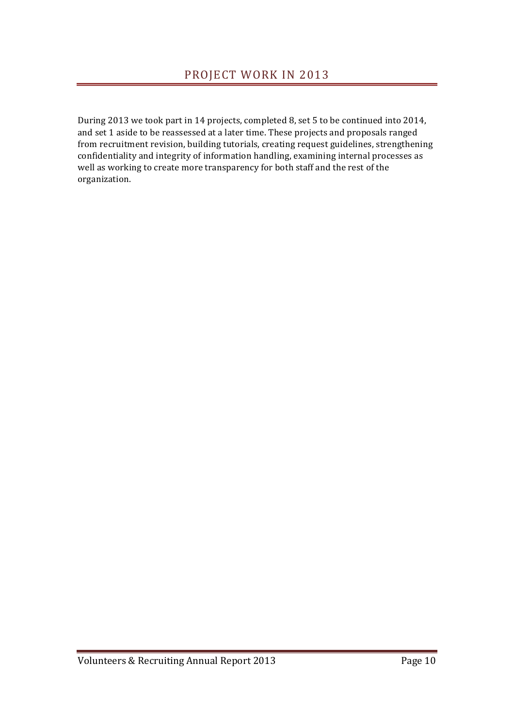# PROJECT WORK IN 2013

During 2013 we took part in 14 projects, completed 8, set 5 to be continued into 2014, and set 1 aside to be reassessed at a later time. These projects and proposals ranged from recruitment revision, building tutorials, creating request guidelines, strengthening confidentiality and integrity of information handling, examining internal processes as well as working to create more transparency for both staff and the rest of the organization.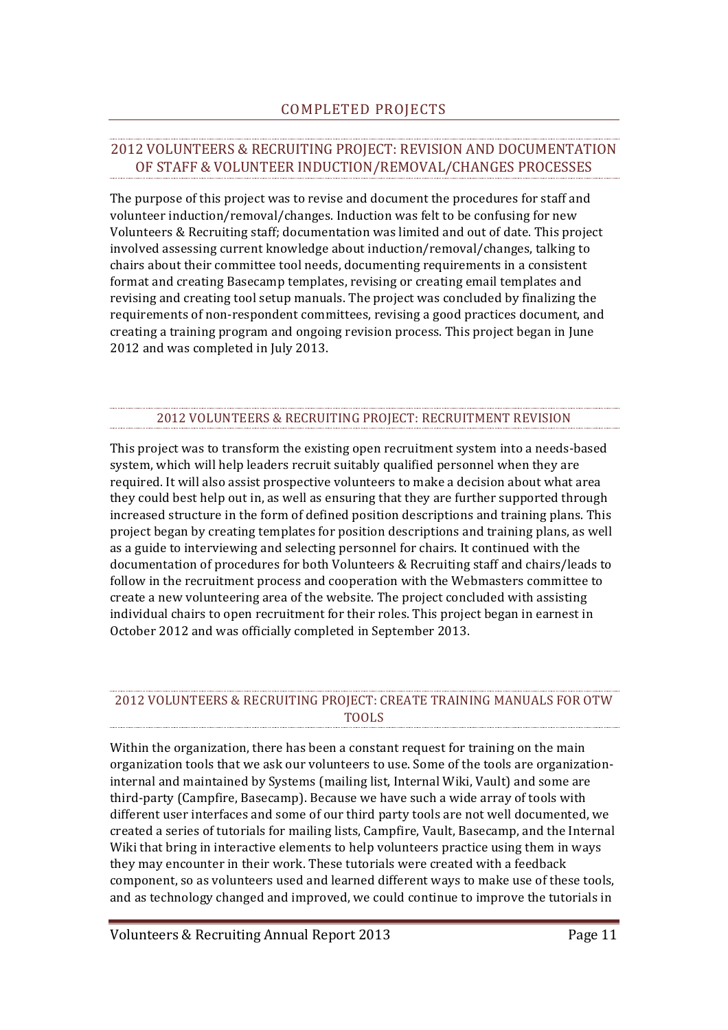# COMPLETED PROJECTS

## 2012 VOLUNTEERS & RECRUITING PROJECT: REVISION AND DOCUMENTATION OF STAFF & VOLUNTEER INDUCTION/REMOVAL/CHANGES PROCESSES

The purpose of this project was to revise and document the procedures for staff and volunteer induction/removal/changes. Induction was felt to be confusing for new Volunteers & Recruiting staff; documentation was limited and out of date. This project involved assessing current knowledge about induction/removal/changes, talking to chairs about their committee tool needs, documenting requirements in a consistent format and creating Basecamp templates, revising or creating email templates and revising and creating tool setup manuals. The project was concluded by finalizing the requirements of non-respondent committees, revising a good practices document, and creating a training program and ongoing revision process. This project began in June 2012 and was completed in July 2013.

## 2012 VOLUNTEERS & RECRUITING PROJECT: RECRUITMENT REVISION

This project was to transform the existing open recruitment system into a needs-based system, which will help leaders recruit suitably qualified personnel when they are required. It will also assist prospective volunteers to make a decision about what area they could best help out in, as well as ensuring that they are further supported through increased structure in the form of defined position descriptions and training plans. This project began by creating templates for position descriptions and training plans, as well as a guide to interviewing and selecting personnel for chairs. It continued with the documentation of procedures for both Volunteers & Recruiting staff and chairs/leads to follow in the recruitment process and cooperation with the Webmasters committee to create a new volunteering area of the website. The project concluded with assisting individual chairs to open recruitment for their roles. This project began in earnest in October 2012 and was officially completed in September 2013.

## 2012 VOLUNTEERS & RECRUITING PROJECT: CREATE TRAINING MANUALS FOR OTW TOOLS

Within the organization, there has been a constant request for training on the main organization tools that we ask our volunteers to use. Some of the tools are organization-internal and maintained by Systems (mailing list, Internal Wiki, Vault) and some are third-party (Campfire, Basecamp). Because we have such a wide array of tools with different user interfaces and some of our third party tools are not well documented, we created a series of tutorials for mailing lists, Campfire, Vault, Basecamp, and the Internal Wiki that bring in interactive elements to help volunteers practice using them in ways they may encounter in their work. These tutorials were created with a feedback component, so as volunteers used and learned different ways to make use of these tools, and as technology changed and improved, we could continue to improve the tutorials in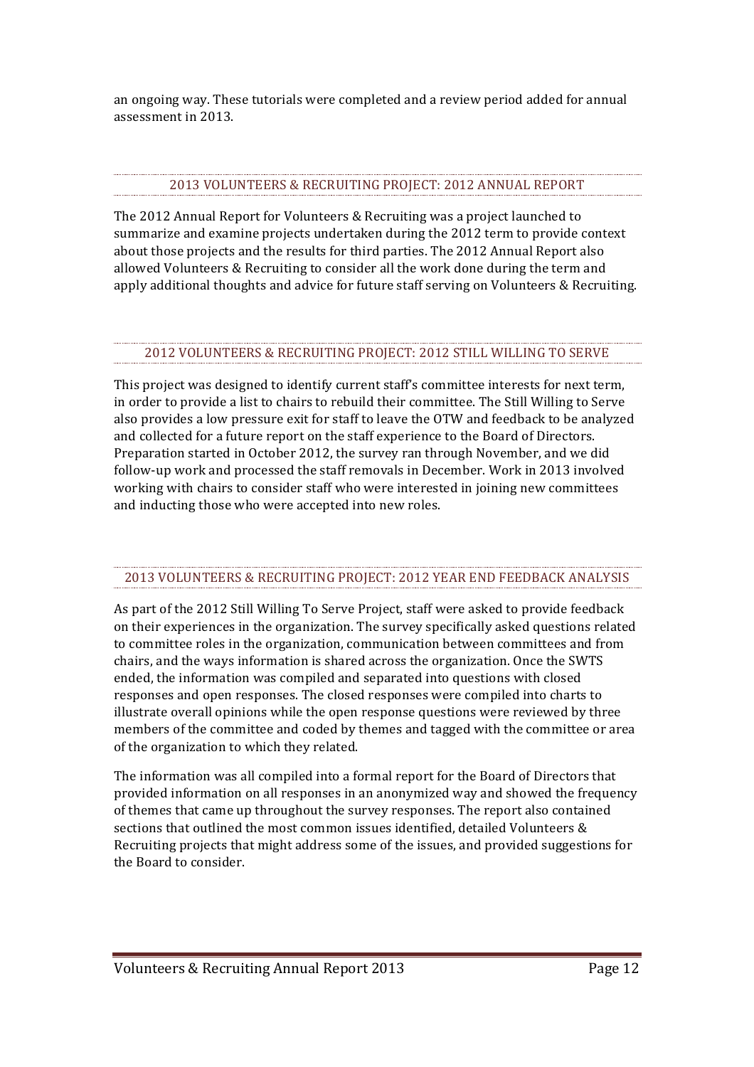an ongoing way. These tutorials were completed and a review period added for annual assessment in 2013.

## 2013 VOLUNTEERS & RECRUITING PROJECT: 2012 ANNUAL REPORT

The 2012 Annual Report for Volunteers & Recruiting was a project launched to summarize and examine projects undertaken during the 2012 term to provide context about those projects and the results for third parties. The 2012 Annual Report also allowed Volunteers & Recruiting to consider all the work done during the term and apply additional thoughts and advice for future staff serving on Volunteers & Recruiting.

## 2012 VOLUNTEERS & RECRUITING PROJECT: 2012 STILL WILLING TO SERVE

This project was designed to identify current staff's committee interests for next term, in order to provide a list to chairs to rebuild their committee. The Still Willing to Serve also provides a low pressure exit for staff to leave the OTW and feedback to be analyzed and collected for a future report on the staff experience to the Board of Directors. Preparation started in October 2012, the survey ran through November, and we did follow-up work and processed the staff removals in December. Work in 2013 involved working with chairs to consider staff who were interested in joining new committees and inducting those who were accepted into new roles.

## 2013 VOLUNTEERS & RECRUITING PROJECT: 2012 YEAR END FEEDBACK ANALYSIS

As part of the 2012 Still Willing To Serve Project, staff were asked to provide feedback on their experiences in the organization. The survey specifically asked questions related to committee roles in the organization, communication between committees and from chairs, and the ways information is shared across the organization. Once the SWTS ended, the information was compiled and separated into questions with closed responses and open responses. The closed responses were compiled into charts to illustrate overall opinions while the open response questions were reviewed by three members of the committee and coded by themes and tagged with the committee or area of the organization to which they related.

The information was all compiled into a formal report for the Board of Directors that provided information on all responses in an anonymized way and showed the frequency of themes that came up throughout the survey responses. The report also contained sections that outlined the most common issues identified, detailed Volunteers & Recruiting projects that might address some of the issues, and provided suggestions for the Board to consider.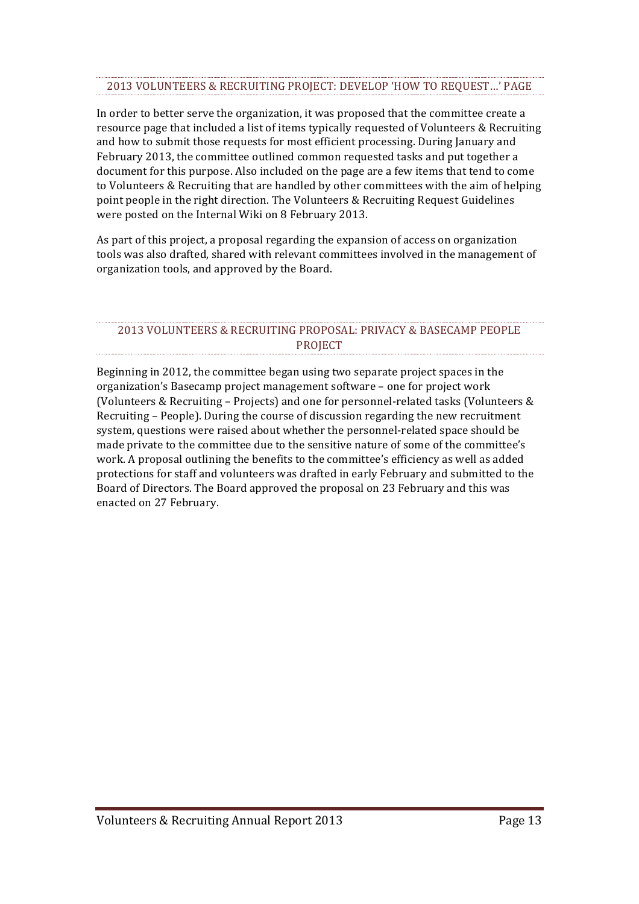## 2013 VOLUNTEERS & RECRUITING PROJECT: DEVELOP 'HOW TO REQUEST…' PAGE

In order to better serve the organization, it was proposed that the committee create a resource page that included a list of items typically requested of Volunteers & Recruiting and how to submit those requests for most efficient processing. During January and February 2013, the committee outlined common requested tasks and put together a document for this purpose. Also included on the page are a few items that tend to come to Volunteers & Recruiting that are handled by other committees with the aim of helping point people in the right direction. The Volunteers & Recruiting Request Guidelines were posted on the Internal Wiki on 8 February 2013.

As part of this project, a proposal regarding the expansion of access on organization tools was also drafted, shared with relevant committees involved in the management of organization tools, and approved by the Board.

## 2013 VOLUNTEERS & RECRUITING PROPOSAL: PRIVACY & BASECAMP PEOPLE PROJECT

Beginning in 2012, the committee began using two separate project spaces in the organization's Basecamp project management software – one for project work (Volunteers & Recruiting – Projects) and one for personnel-related tasks (Volunteers & Recruiting – People). During the course of discussion regarding the new recruitment system, questions were raised about whether the personnel-related space should be made private to the committee due to the sensitive nature of some of the committee's work. A proposal outlining the benefits to the committee's efficiency as well as added protections for staff and volunteers was drafted in early February and submitted to the Board of Directors. The Board approved the proposal on 23 February and this was enacted on 27 February.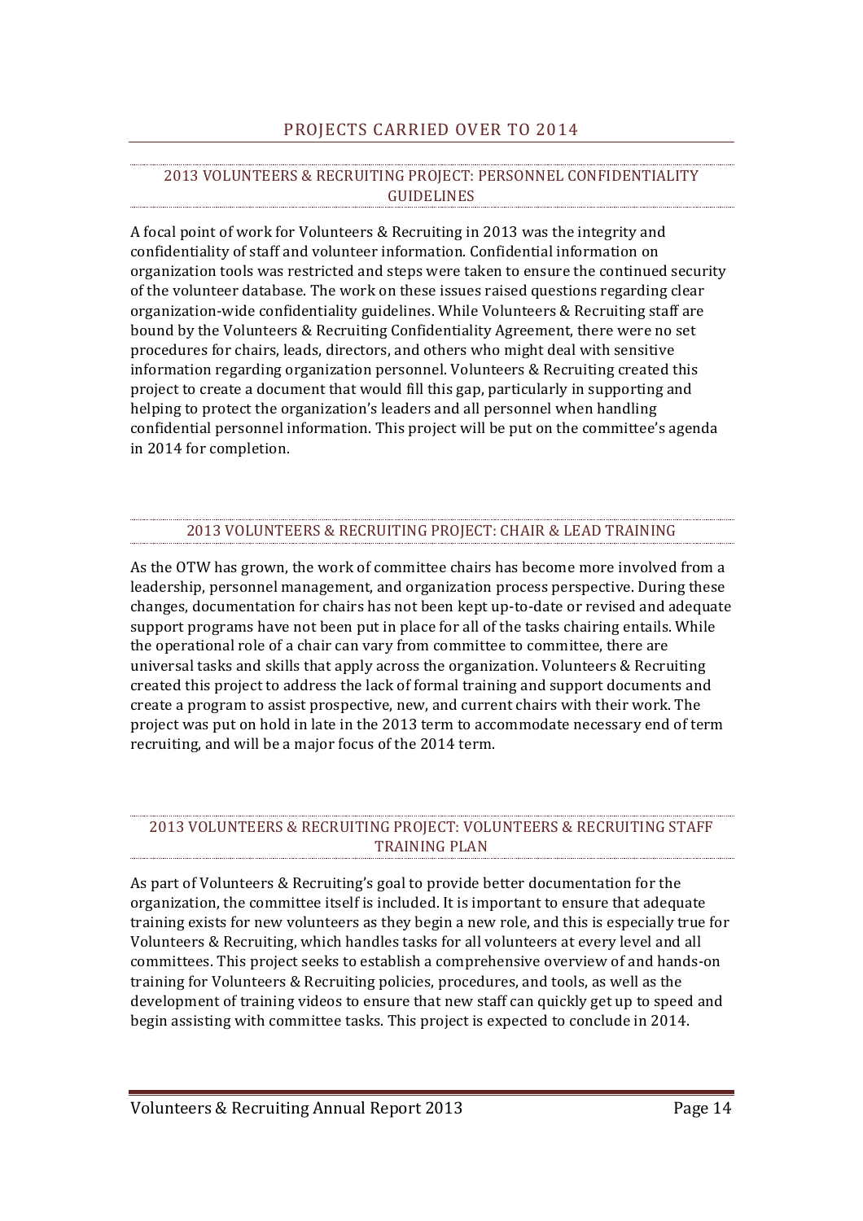# PROJECTS CARRIED OVER TO 2014

## 2013 VOLUNTEERS & RECRUITING PROJECT: PERSONNEL CONFIDENTIALITY GUIDELINES

A focal point of work for Volunteers & Recruiting in 2013 was the integrity and confidentiality of staff and volunteer information. Confidential information on organization tools was restricted and steps were taken to ensure the continued security of the volunteer database. The work on these issues raised questions regarding clear organization-wide confidentiality guidelines. While Volunteers & Recruiting staff are bound by the Volunteers & Recruiting Confidentiality Agreement, there were no set procedures for chairs, leads, directors, and others who might deal with sensitive information regarding organization personnel. Volunteers & Recruiting created this project to create a document that would fill this gap, particularly in supporting and helping to protect the organization's leaders and all personnel when handling confidential personnel information. This project will be put on the committee's agenda in 2014 for completion.

## 2013 VOLUNTEERS & RECRUITING PROJECT: CHAIR & LEAD TRAINING

As the OTW has grown, the work of committee chairs has become more involved from a leadership, personnel management, and organization process perspective. During these changes, documentation for chairs has not been kept up-to-date or revised and adequate support programs have not been put in place for all of the tasks chairing entails. While the operational role of a chair can vary from committee to committee, there are universal tasks and skills that apply across the organization. Volunteers & Recruiting created this project to address the lack of formal training and support documents and create a program to assist prospective, new, and current chairs with their work. The project was put on hold in late in the 2013 term to accommodate necessary end of term recruiting, and will be a major focus of the 2014 term.

## 2013 VOLUNTEERS & RECRUITING PROJECT: VOLUNTEERS & RECRUITING STAFF TRAINING PLAN

As part of Volunteers & Recruiting's goal to provide better documentation for the organization, the committee itself is included. It is important to ensure that adequate training exists for new volunteers as they begin a new role, and this is especially true for Volunteers & Recruiting, which handles tasks for all volunteers at every level and all committees. This project seeks to establish a comprehensive overview of and hands-on training for Volunteers & Recruiting policies, procedures, and tools, as well as the development of training videos to ensure that new staff can quickly get up to speed and begin assisting with committee tasks. This project is expected to conclude in 2014.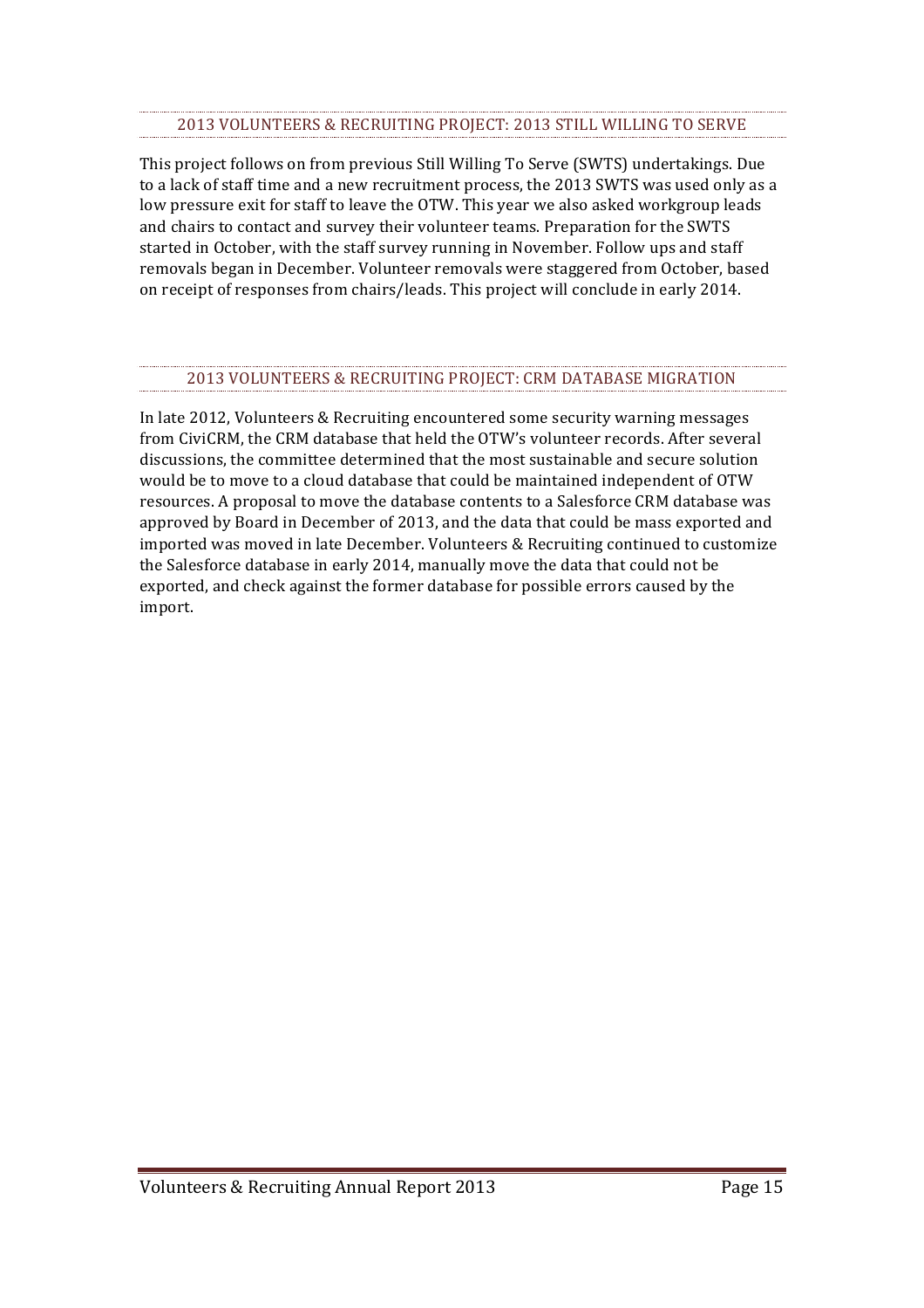## 2013 VOLUNTEERS & RECRUITING PROJECT: 2013 STILL WILLING TO SERVE

This project follows on from previous Still Willing To Serve (SWTS) undertakings. Due to a lack of staff time and a new recruitment process, the 2013 SWTS was used only as a low pressure exit for staff to leave the OTW. This year we also asked workgroup leads and chairs to contact and survey their volunteer teams. Preparation for the SWTS started in October, with the staff survey running in November. Follow ups and staff removals began in December. Volunteer removals were staggered from October, based on receipt of responses from chairs/leads. This project will conclude in early 2014.

## 2013 VOLUNTEERS & RECRUITING PROJECT: CRM DATABASE MIGRATION

In late 2012, Volunteers & Recruiting encountered some security warning messages from CiviCRM, the CRM database that held the OTW's volunteer records. After several discussions, the committee determined that the most sustainable and secure solution would be to move to a cloud database that could be maintained independent of OTW resources. A proposal to move the database contents to a Salesforce CRM database was approved by Board in December of 2013, and the data that could be mass exported and imported was moved in late December. Volunteers & Recruiting continued to customize the Salesforce database in early 2014, manually move the data that could not be exported, and check against the former database for possible errors caused by the import.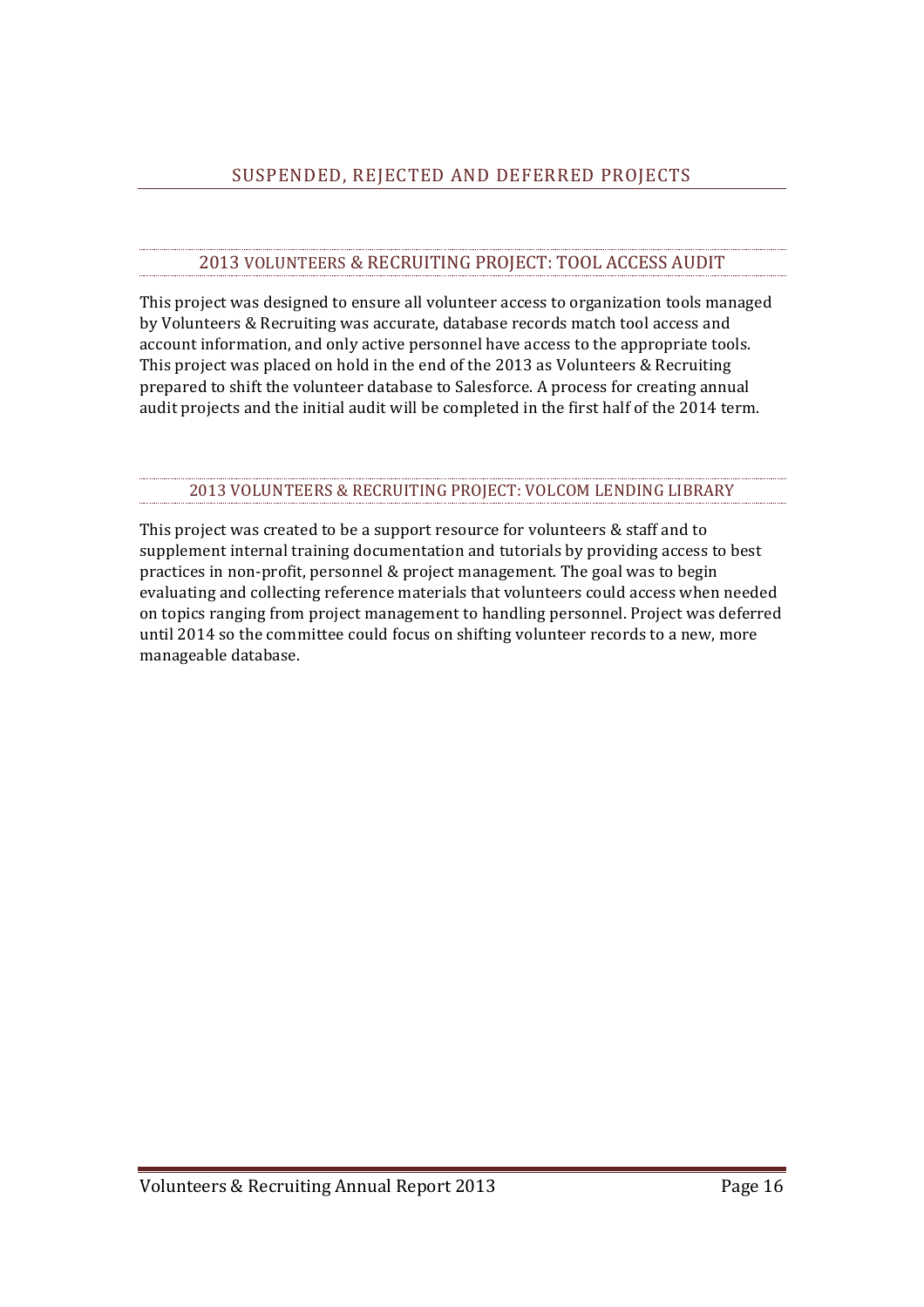## SUSPENDED, REJECTED AND DEFERRED PROJECTS

### 2013 VOLUNTEERS & RECRUITING PROJECT: TOOL ACCESS AUDIT

This project was designed to ensure all volunteer access to organization tools managed by Volunteers & Recruiting was accurate, database records match tool access and account information, and only active personnel have access to the appropriate tools. This project was placed on hold in the end of the 2013 as Volunteers & Recruiting prepared to shift the volunteer database to Salesforce. A process for creating annual audit projects and the initial audit will be completed in the first half of the 2014 term.

### 2013 VOLUNTEERS & RECRUITING PROJECT: VOLCOM LENDING LIBRARY

This project was created to be a support resource for volunteers & staff and to supplement internal training documentation and tutorials by providing access to best practices in non-profit, personnel & project management. The goal was to begin evaluating and collecting reference materials that volunteers could access when needed on topics ranging from project management to handling personnel. Project was deferred until 2014 so the committee could focus on shifting volunteer records to a new, more manageable database.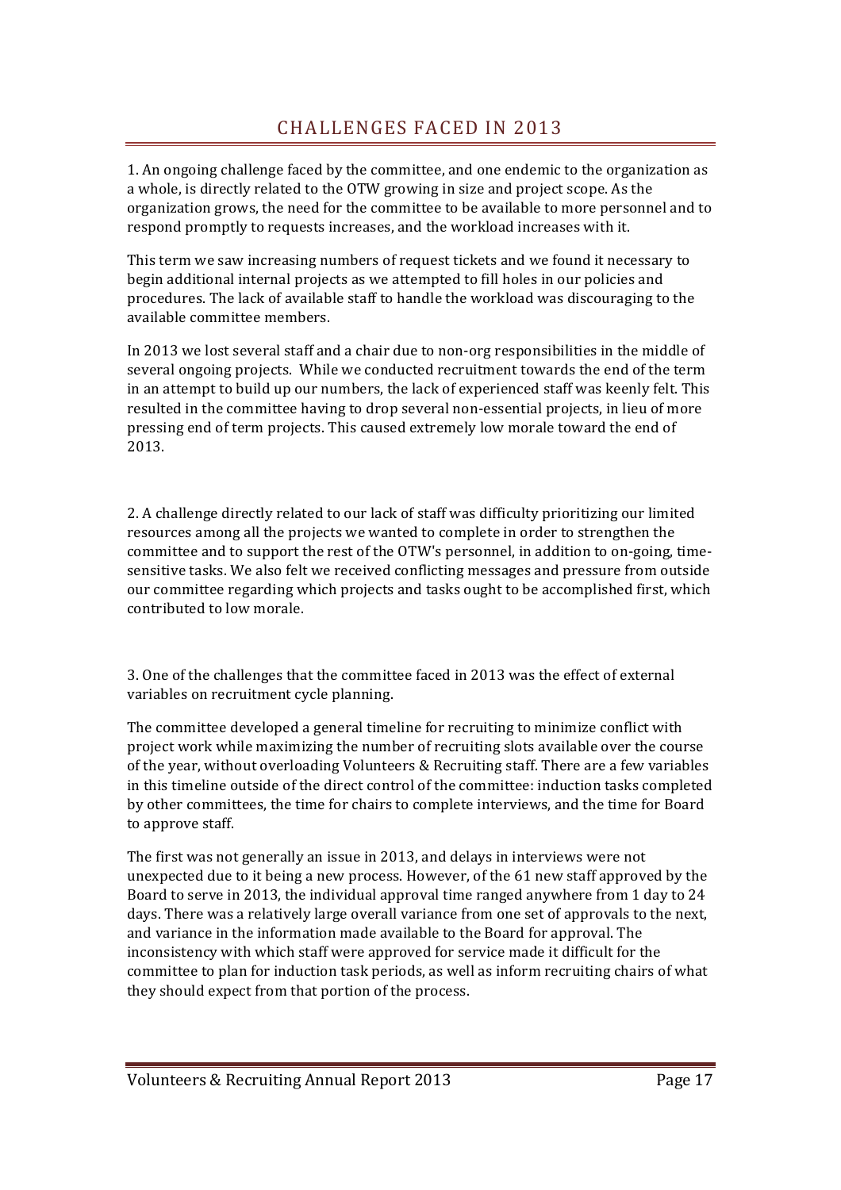# CHALLENGES FACED IN 2013

1. An ongoing challenge faced by the committee, and one endemic to the organization as a whole, is directly related to the OTW growing in size and project scope. As the organization grows, the need for the committee to be available to more personnel and to respond promptly to requests increases, and the workload increases with it.

This term we saw increasing numbers of request tickets and we found it necessary to begin additional internal projects as we attempted to fill holes in our policies and procedures. The lack of available staff to handle the workload was discouraging to the available committee members.

In 2013 we lost several staff and a chair due to non-org responsibilities in the middle of several ongoing projects. While we conducted recruitment towards the end of the term in an attempt to build up our numbers, the lack of experienced staff was keenly felt. This resulted in the committee having to drop several non-essential projects, in lieu of more pressing end of term projects. This caused extremely low morale toward the end of 2013.

2. A challenge directly related to our lack of staff was difficulty prioritizing our limited resources among all the projects we wanted to complete in order to strengthen the committee and to support the rest of the OTW's personnel, in addition to on-going, time-sensitive tasks. We also felt we received conflicting messages and pressure from outside our committee regarding which projects and tasks ought to be accomplished first, which contributed to low morale.

3. One of the challenges that the committee faced in 2013 was the effect of external variables on recruitment cycle planning.

The committee developed a general timeline for recruiting to minimize conflict with project work while maximizing the number of recruiting slots available over the course of the year, without overloading Volunteers & Recruiting staff. There are a few variables in this timeline outside of the direct control of the committee: induction tasks completed by other committees, the time for chairs to complete interviews, and the time for Board to approve staff.

The first was not generally an issue in 2013, and delays in interviews were not unexpected due to it being a new process. However, of the 61 new staff approved by the Board to serve in 2013, the individual approval time ranged anywhere from 1 day to 24 days. There was a relatively large overall variance from one set of approvals to the next, and variance in the information made available to the Board for approval. The inconsistency with which staff were approved for service made it difficult for the committee to plan for induction task periods, as well as inform recruiting chairs of what they should expect from that portion of the process.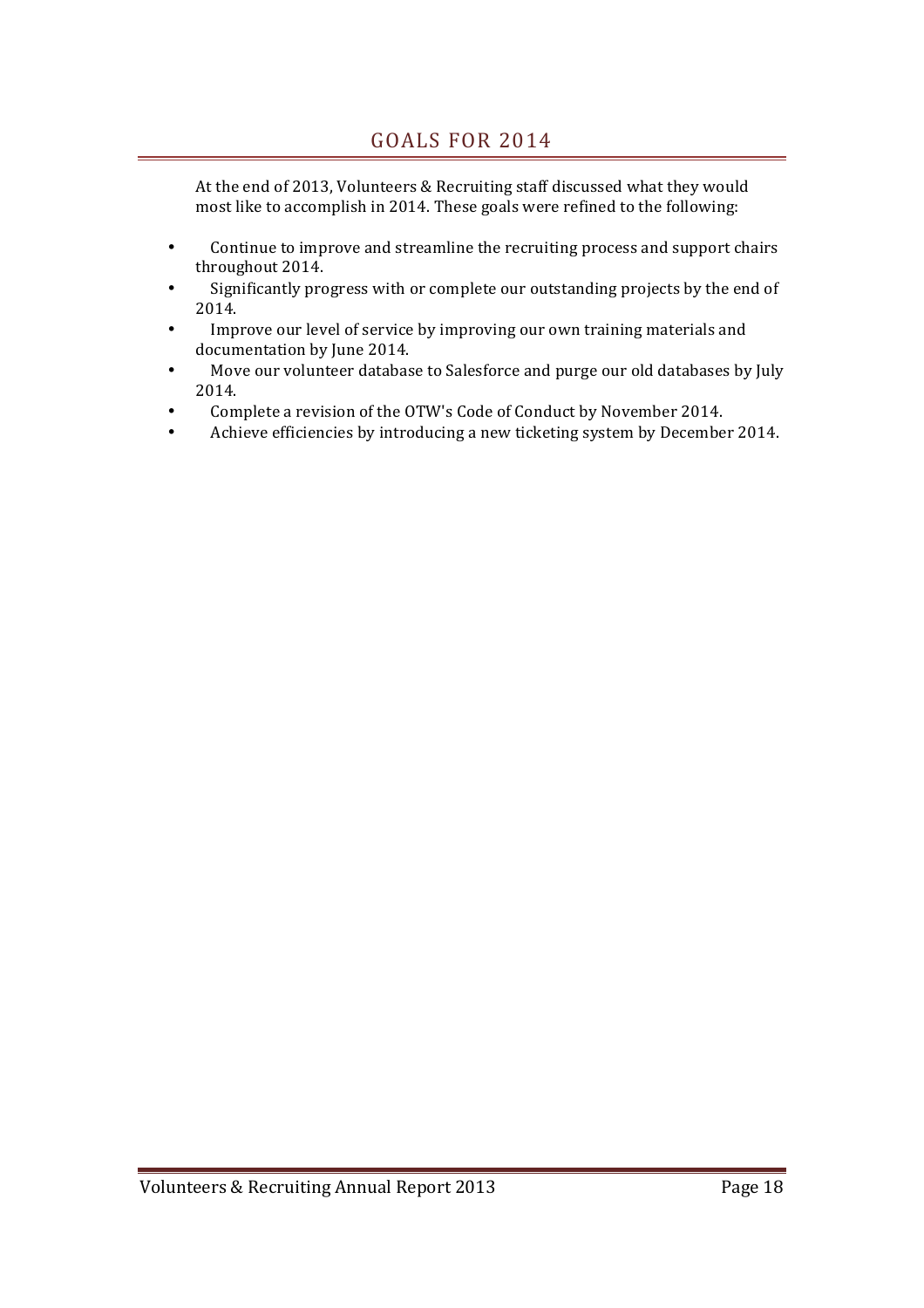# GOALS FOR 2014

At the end of 2013, Volunteers & Recruiting staff discussed what they would most like to accomplish in 2014. These goals were refined to the following:

- Continue to improve and streamline the recruiting process and support chairs throughout 2014.
- Significantly progress with or complete our outstanding projects by the end of 2014.
- Improve our level of service by improving our own training materials and documentation by June 2014.
- Move our volunteer database to Salesforce and purge our old databases by July 2014.
- Complete a revision of the OTW's Code of Conduct by November 2014.
- Achieve efficiencies by introducing a new ticketing system by December 2014.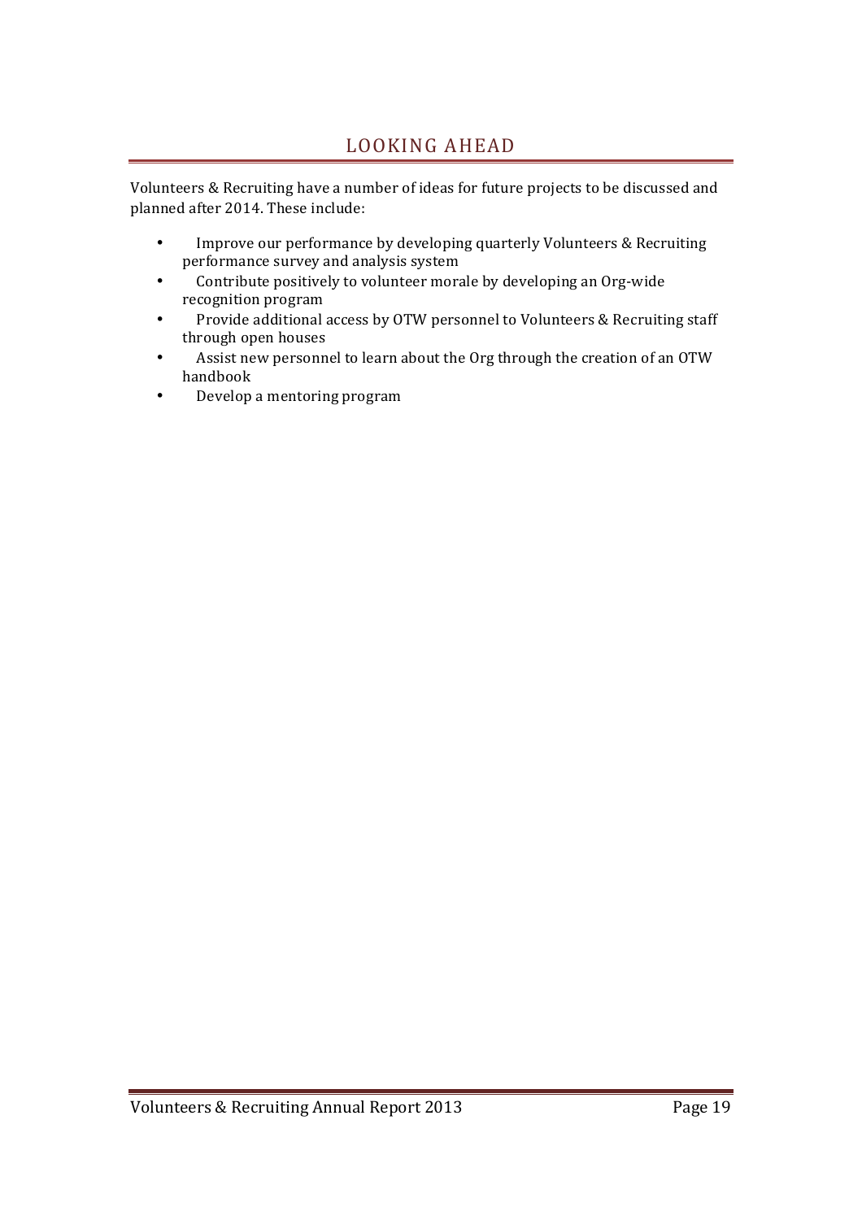## LOOKING AHEAD

Volunteers & Recruiting have a number of ideas for future projects to be discussed and planned after 2014. These include:

- Improve our performance by developing quarterly Volunteers & Recruiting performance survey and analysis system
- Contribute positively to volunteer morale by developing an Org-wide recognition program
- Provide additional access by OTW personnel to Volunteers & Recruiting staff through open houses
- Assist new personnel to learn about the Org through the creation of an OTW handbook
- Develop a mentoring program